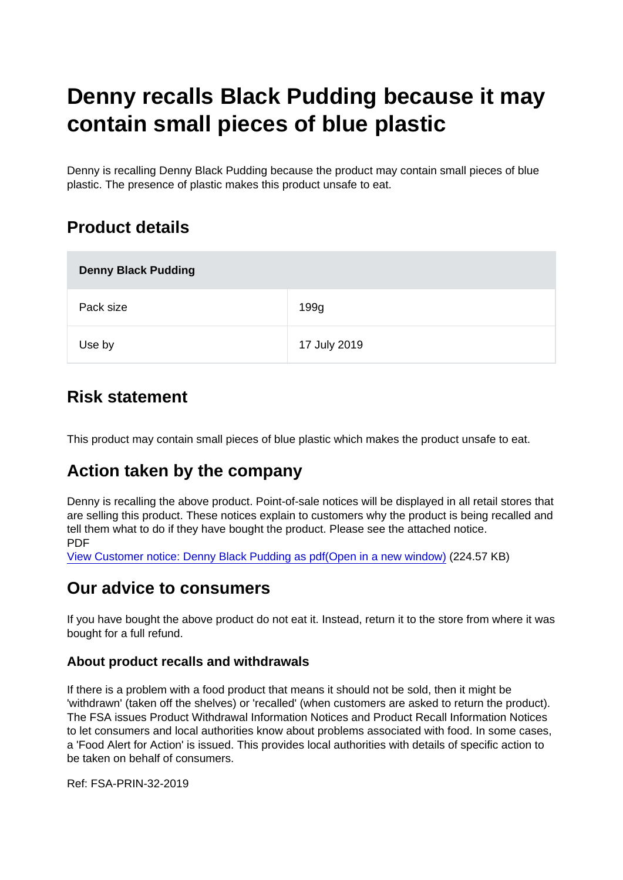# Denny recalls Black Pudding because it may contain small pieces of blue plastic

Denny is recalling Denny Black Pudding because the product may contain small pieces of blue plastic. The presence of plastic makes this product unsafe to eat.

## Product details

| Denny Black Pudding | |
|---|---|
| Pack size | 199g |
| Use by | 17 July 2019 |

## Risk statement

This product may contain small pieces of blue plastic which makes the product unsafe to eat.

## Action taken by the company

Denny is recalling the above product. Point-of-sale notices will be displayed in all retail stores that are selling this product. These notices explain to customers why the product is being recalled and tell them what to do if they have bought the product. Please see the attached notice.
PDF
[View Customer notice: Denny Black Pudding as pdf(Open in a new window)] (224.57 KB)

## Our advice to consumers

If you have bought the above product do not eat it. Instead, return it to the store from where it was bought for a full refund.

### About product recalls and withdrawals

If there is a problem with a food product that means it should not be sold, then it might be 'withdrawn' (taken off the shelves) or 'recalled' (when customers are asked to return the product). The FSA issues Product Withdrawal Information Notices and Product Recall Information Notices to let consumers and local authorities know about problems associated with food. In some cases, a 'Food Alert for Action' is issued. This provides local authorities with details of specific action to be taken on behalf of consumers.

Ref: FSA-PRIN-32-2019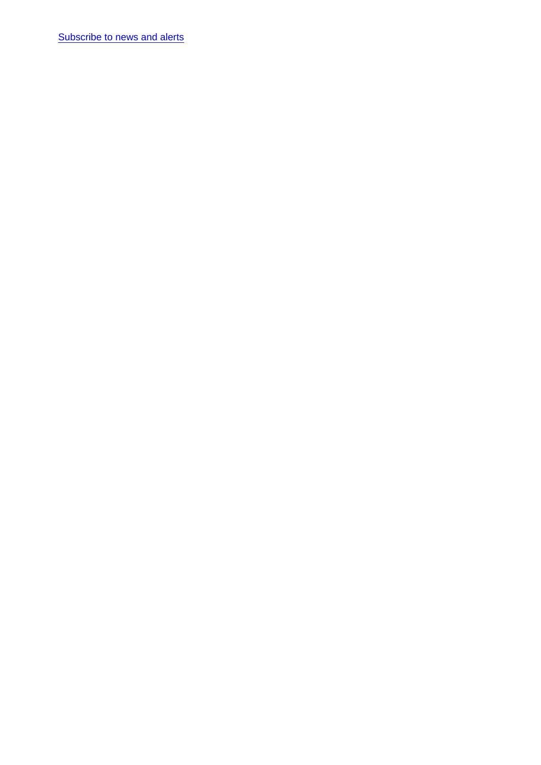[Subscribe to news and alerts]